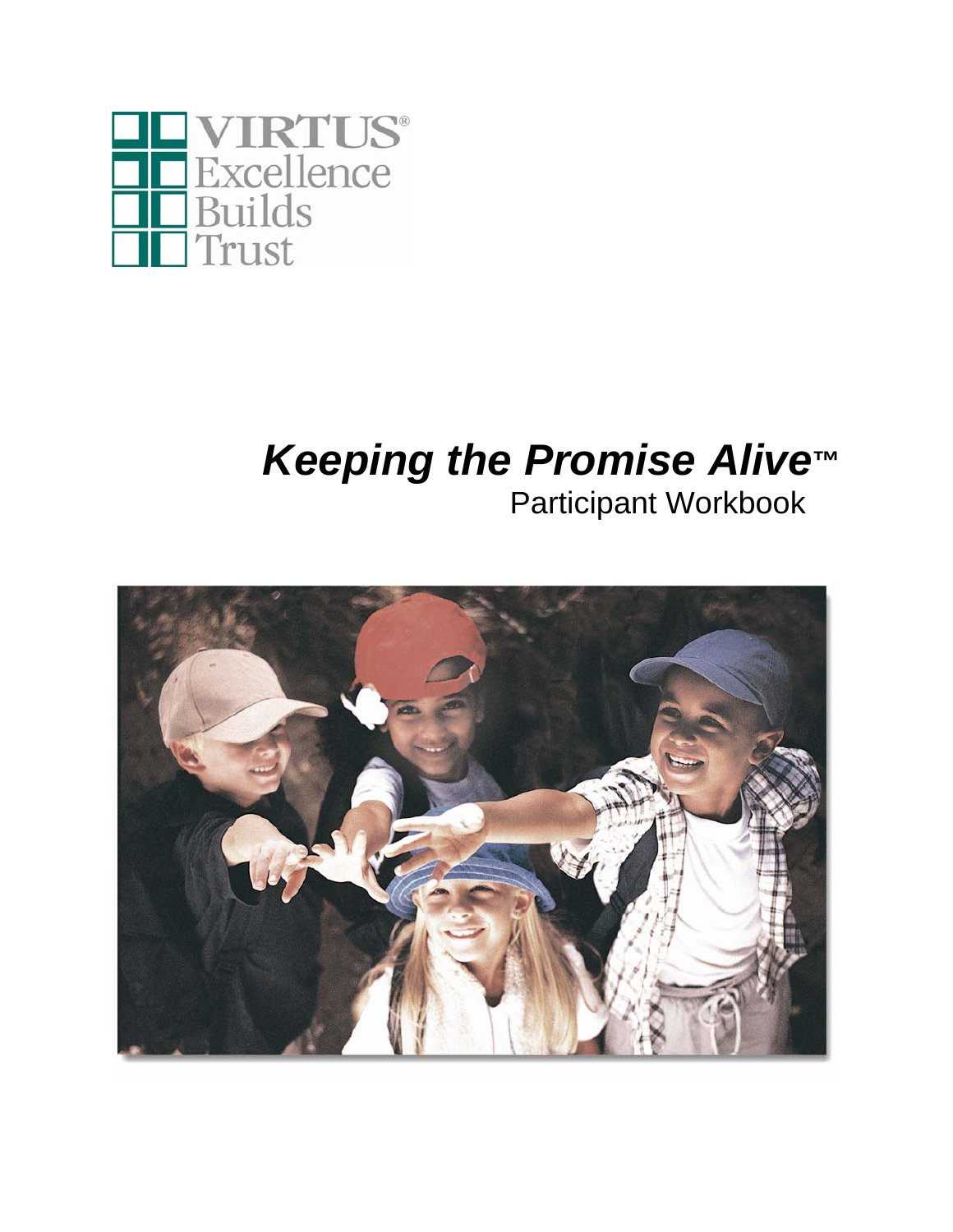VIRTUS®
Excellence
Builds
Trust

# *Keeping the Promise Alive*™

Participant Workbook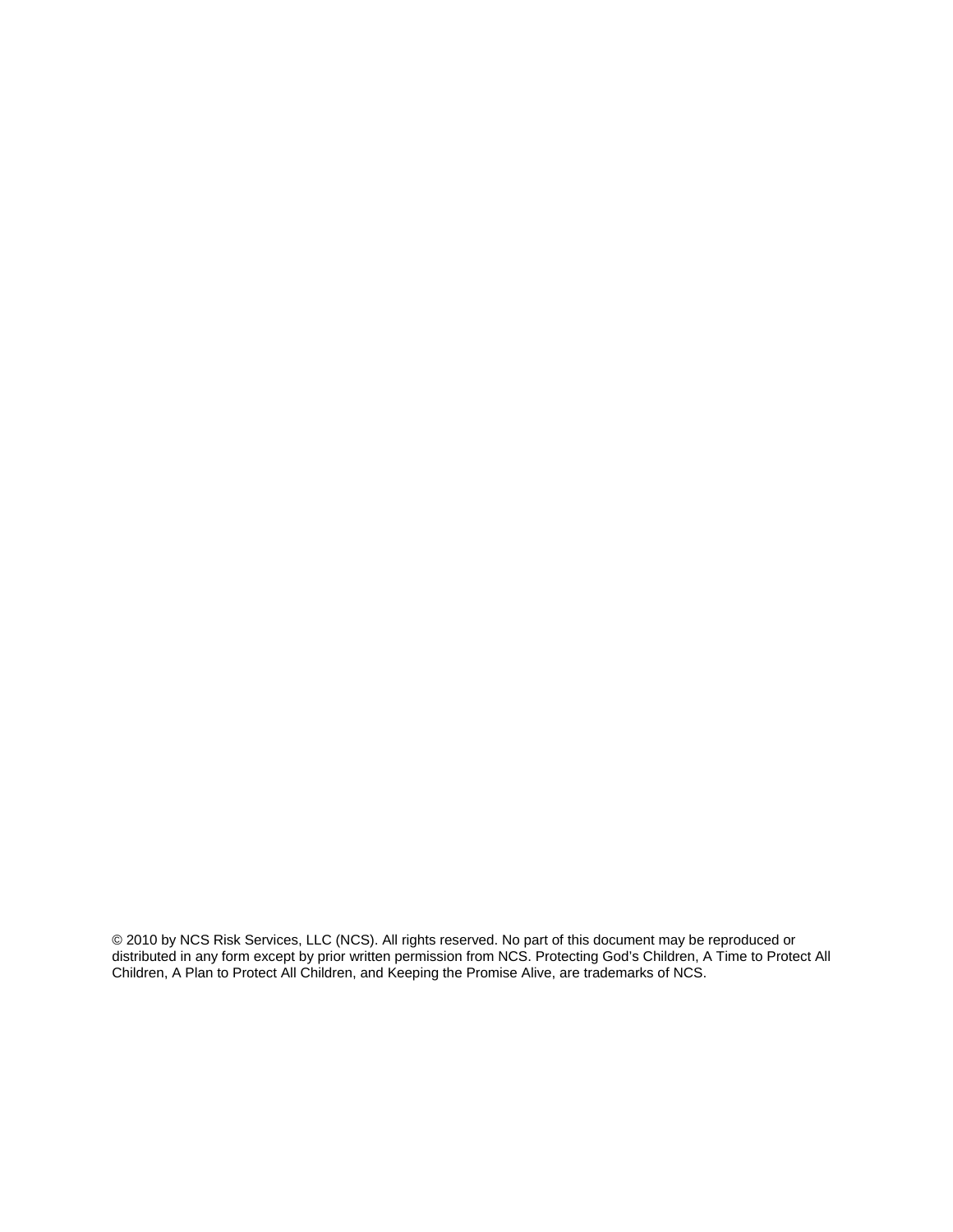© 2010 by NCS Risk Services, LLC (NCS). All rights reserved. No part of this document may be reproduced or distributed in any form except by prior written permission from NCS. Protecting God's Children, A Time to Protect All Children, A Plan to Protect All Children, and Keeping the Promise Alive, are trademarks of NCS.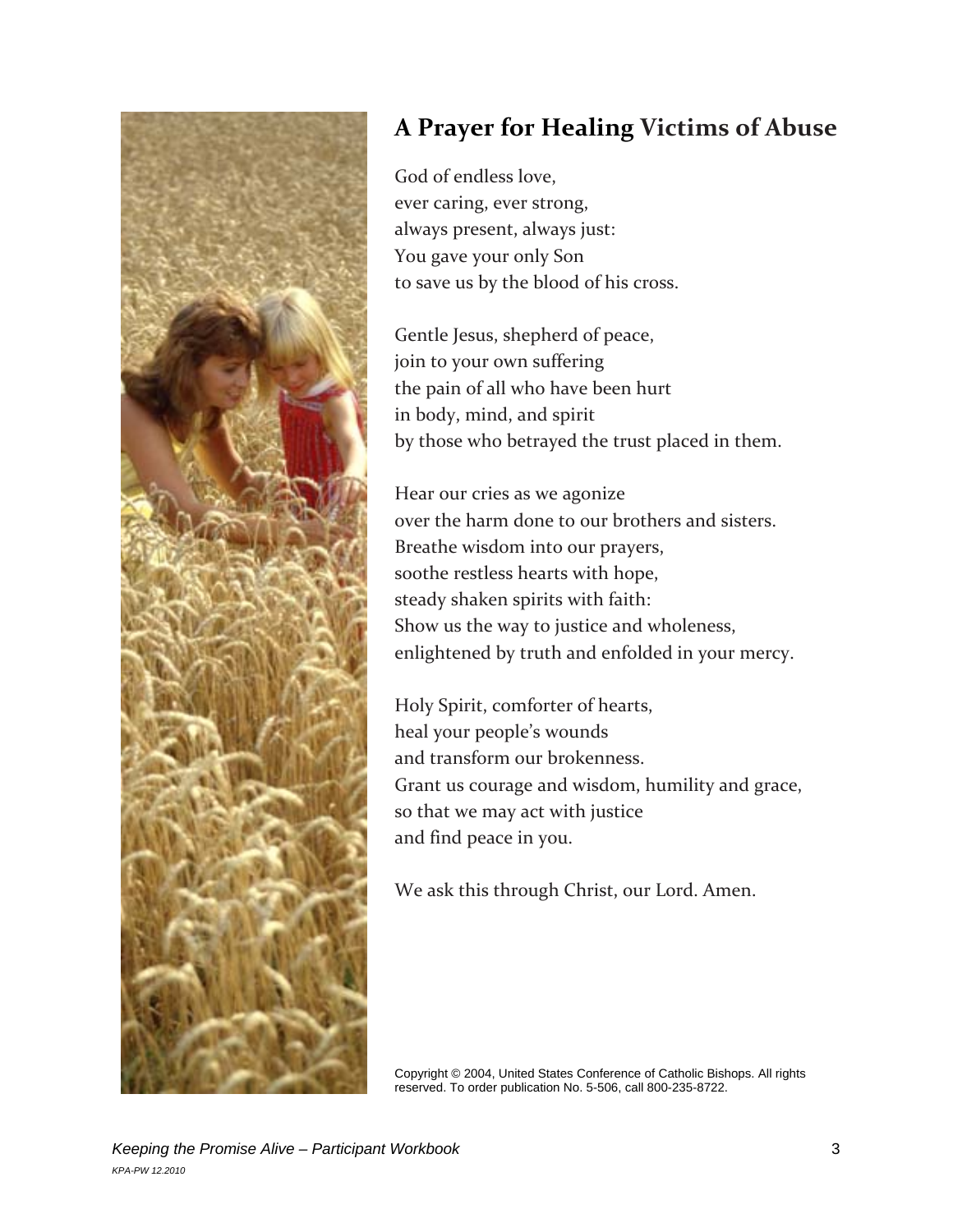## A Prayer for Healing Victims of Abuse

God of endless love,
ever caring, ever strong,
always present, always just:
You gave your only Son
to save us by the blood of his cross.

Gentle Jesus, shepherd of peace,
join to your own suffering
the pain of all who have been hurt
in body, mind, and spirit
by those who betrayed the trust placed in them.

Hear our cries as we agonize
over the harm done to our brothers and sisters.
Breathe wisdom into our prayers,
soothe restless hearts with hope,
steady shaken spirits with faith:
Show us the way to justice and wholeness,
enlightened by truth and enfolded in your mercy.

Holy Spirit, comforter of hearts,
heal your people's wounds
and transform our brokenness.
Grant us courage and wisdom, humility and grace,
so that we may act with justice
and find peace in you.

We ask this through Christ, our Lord. Amen.

Copyright © 2004, United States Conference of Catholic Bishops. All rights reserved. To order publication No. 5-506, call 800-235-8722.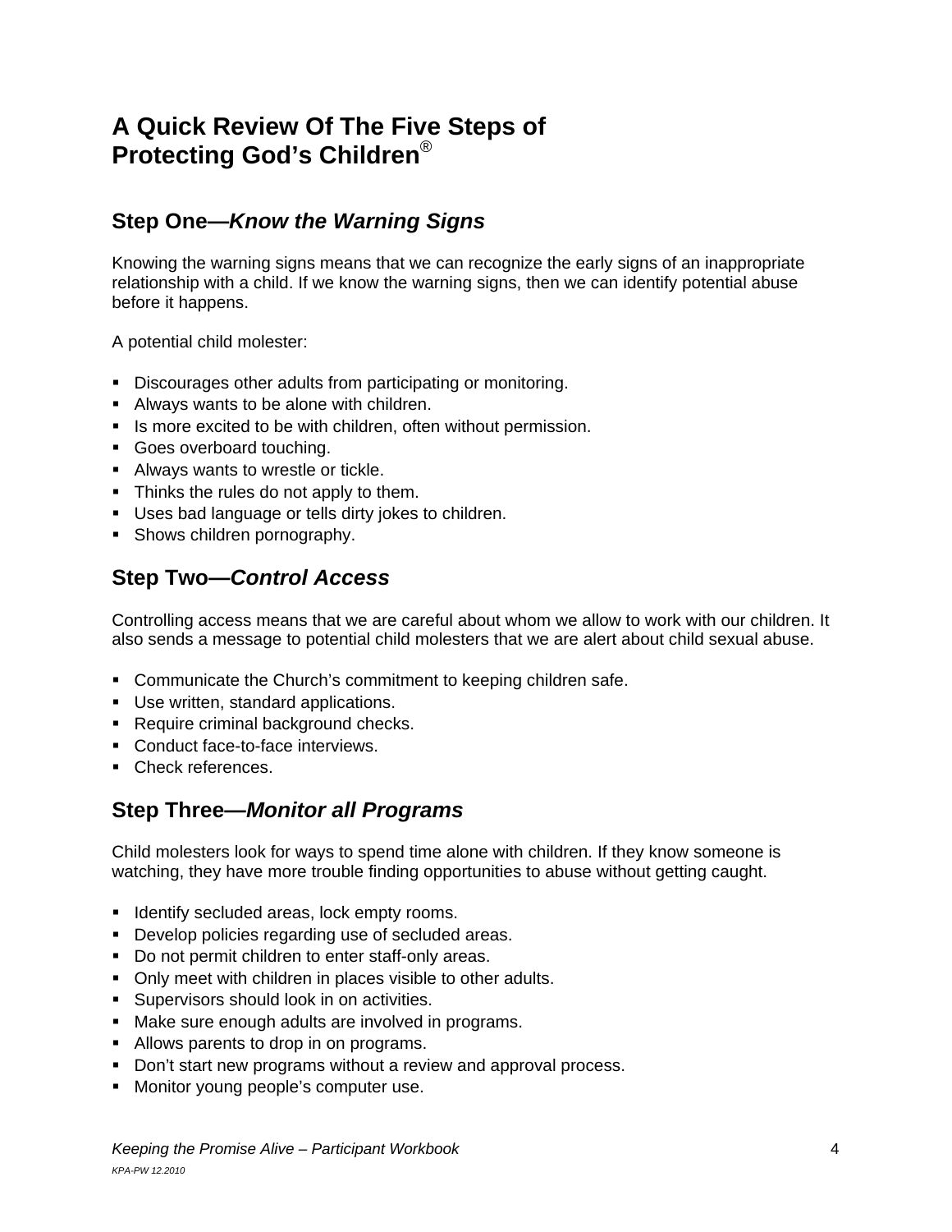# A Quick Review Of The Five Steps of Protecting God's Children®

## Step One—*Know the Warning Signs*

Knowing the warning signs means that we can recognize the early signs of an inappropriate relationship with a child. If we know the warning signs, then we can identify potential abuse before it happens.

A potential child molester:

- Discourages other adults from participating or monitoring.
- Always wants to be alone with children.
- Is more excited to be with children, often without permission.
- Goes overboard touching.
- Always wants to wrestle or tickle.
- Thinks the rules do not apply to them.
- Uses bad language or tells dirty jokes to children.
- Shows children pornography.

## Step Two—*Control Access*

Controlling access means that we are careful about whom we allow to work with our children. It also sends a message to potential child molesters that we are alert about child sexual abuse.

- Communicate the Church's commitment to keeping children safe.
- Use written, standard applications.
- Require criminal background checks.
- Conduct face-to-face interviews.
- Check references.

## Step Three—*Monitor all Programs*

Child molesters look for ways to spend time alone with children. If they know someone is watching, they have more trouble finding opportunities to abuse without getting caught.

- Identify secluded areas, lock empty rooms.
- Develop policies regarding use of secluded areas.
- Do not permit children to enter staff-only areas.
- Only meet with children in places visible to other adults.
- Supervisors should look in on activities.
- Make sure enough adults are involved in programs.
- Allows parents to drop in on programs.
- Don't start new programs without a review and approval process.
- Monitor young people's computer use.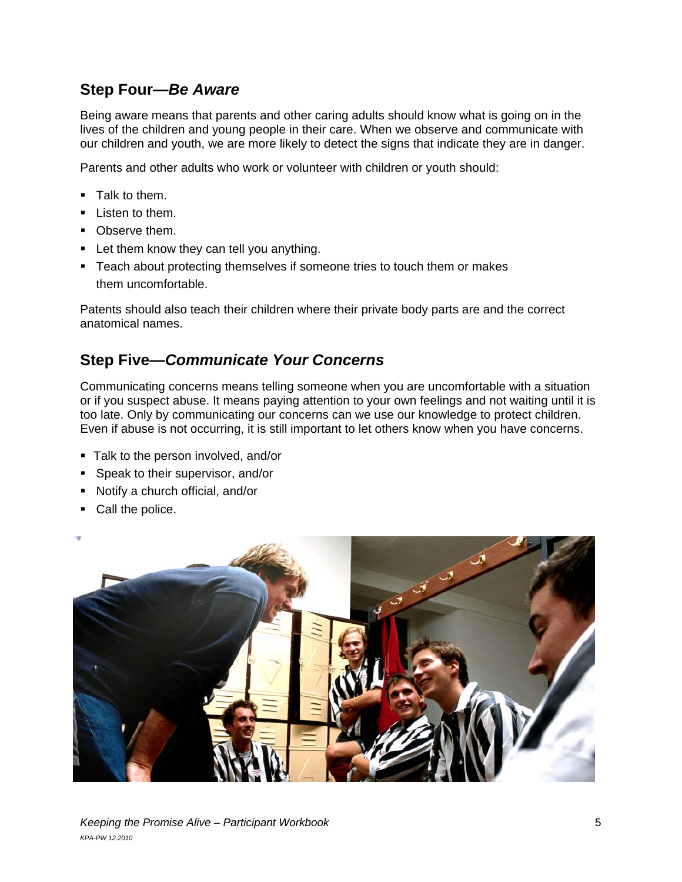## Step Four—*Be Aware*

Being aware means that parents and other caring adults should know what is going on in the lives of the children and young people in their care. When we observe and communicate with our children and youth, we are more likely to detect the signs that indicate they are in danger.

Parents and other adults who work or volunteer with children or youth should:

- Talk to them.
- Listen to them.
- Observe them.
- Let them know they can tell you anything.
- Teach about protecting themselves if someone tries to touch them or makes them uncomfortable.

Patents should also teach their children where their private body parts are and the correct anatomical names.

## Step Five—*Communicate Your Concerns*

Communicating concerns means telling someone when you are uncomfortable with a situation or if you suspect abuse. It means paying attention to your own feelings and not waiting until it is too late. Only by communicating our concerns can we use our knowledge to protect children. Even if abuse is not occurring, it is still important to let others know when you have concerns.

- Talk to the person involved, and/or
- Speak to their supervisor, and/or
- Notify a church official, and/or
- Call the police.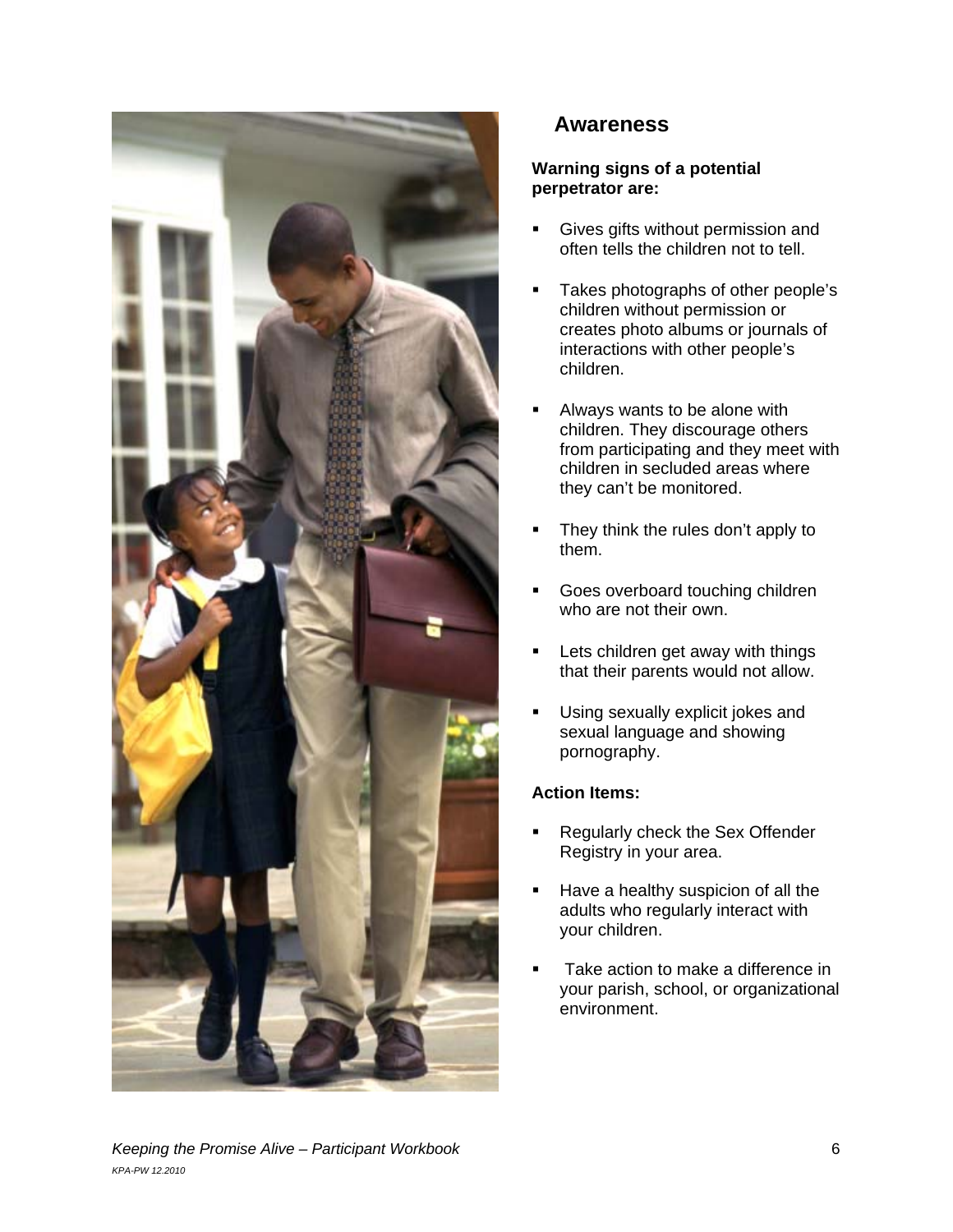## Awareness

**Warning signs of a potential perpetrator are:**

- Gives gifts without permission and often tells the children not to tell.
- Takes photographs of other people's children without permission or creates photo albums or journals of interactions with other people's children.
- Always wants to be alone with children. They discourage others from participating and they meet with children in secluded areas where they can't be monitored.
- They think the rules don't apply to them.
- Goes overboard touching children who are not their own.
- Lets children get away with things that their parents would not allow.
- Using sexually explicit jokes and sexual language and showing pornography.

**Action Items:**

- Regularly check the Sex Offender Registry in your area.
- Have a healthy suspicion of all the adults who regularly interact with your children.
- Take action to make a difference in your parish, school, or organizational environment.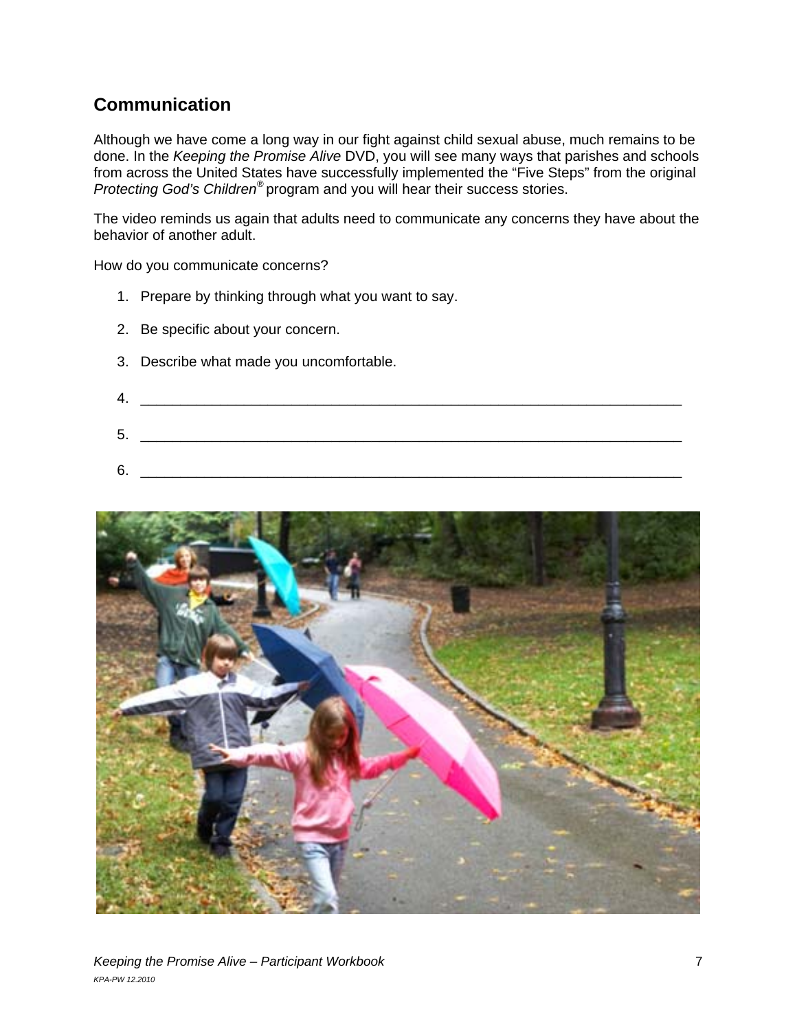## Communication

Although we have come a long way in our fight against child sexual abuse, much remains to be done. In the *Keeping the Promise Alive* DVD, you will see many ways that parishes and schools from across the United States have successfully implemented the "Five Steps" from the original *Protecting God's Children®* program and you will hear their success stories.

The video reminds us again that adults need to communicate any concerns they have about the behavior of another adult.

How do you communicate concerns?

1. Prepare by thinking through what you want to say.
2. Be specific about your concern.
3. Describe what made you uncomfortable.
4. ____________________________________________________________________
5. ____________________________________________________________________
6. ____________________________________________________________________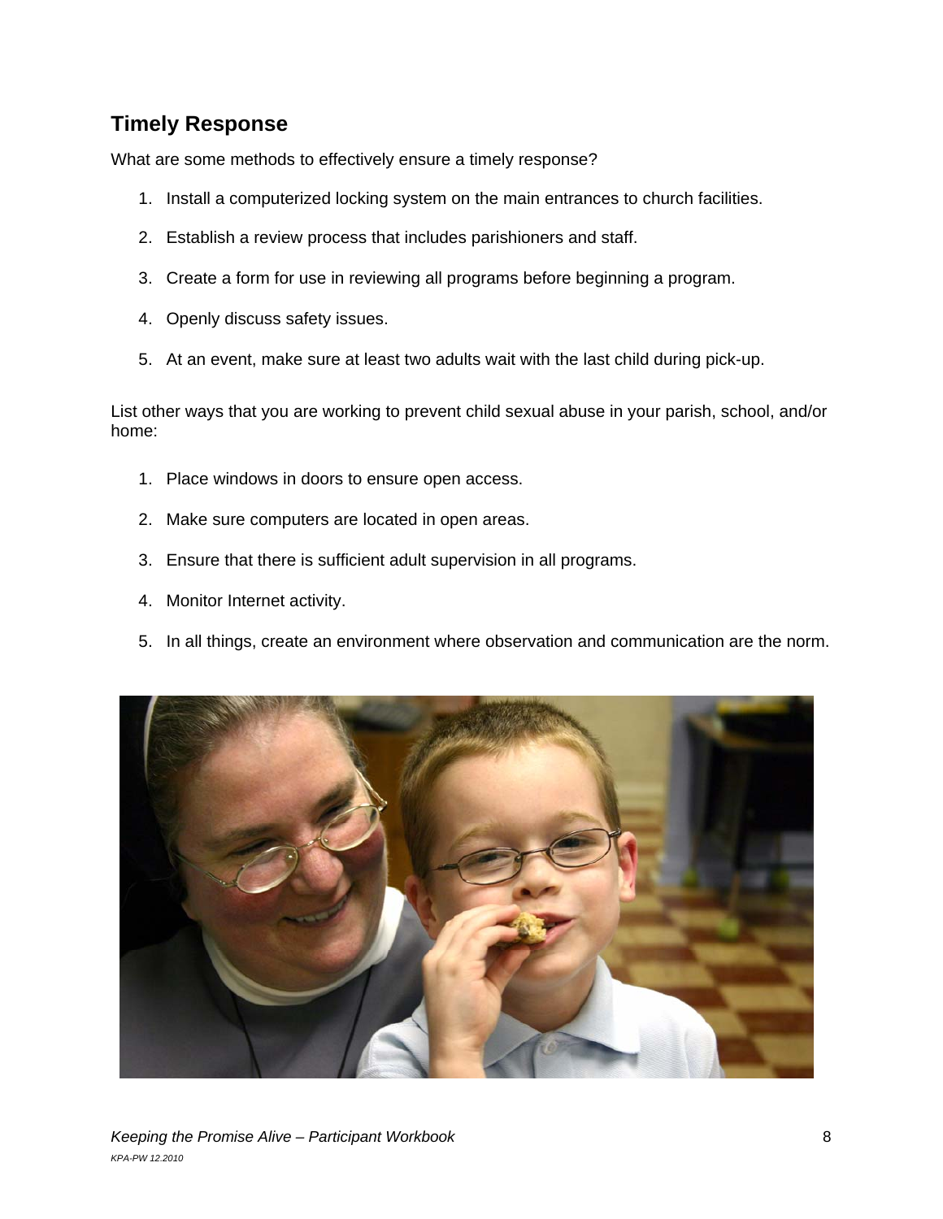## Timely Response

What are some methods to effectively ensure a timely response?

1. Install a computerized locking system on the main entrances to church facilities.
2. Establish a review process that includes parishioners and staff.
3. Create a form for use in reviewing all programs before beginning a program.
4. Openly discuss safety issues.
5. At an event, make sure at least two adults wait with the last child during pick-up.

List other ways that you are working to prevent child sexual abuse in your parish, school, and/or home:

1. Place windows in doors to ensure open access.
2. Make sure computers are located in open areas.
3. Ensure that there is sufficient adult supervision in all programs.
4. Monitor Internet activity.
5. In all things, create an environment where observation and communication are the norm.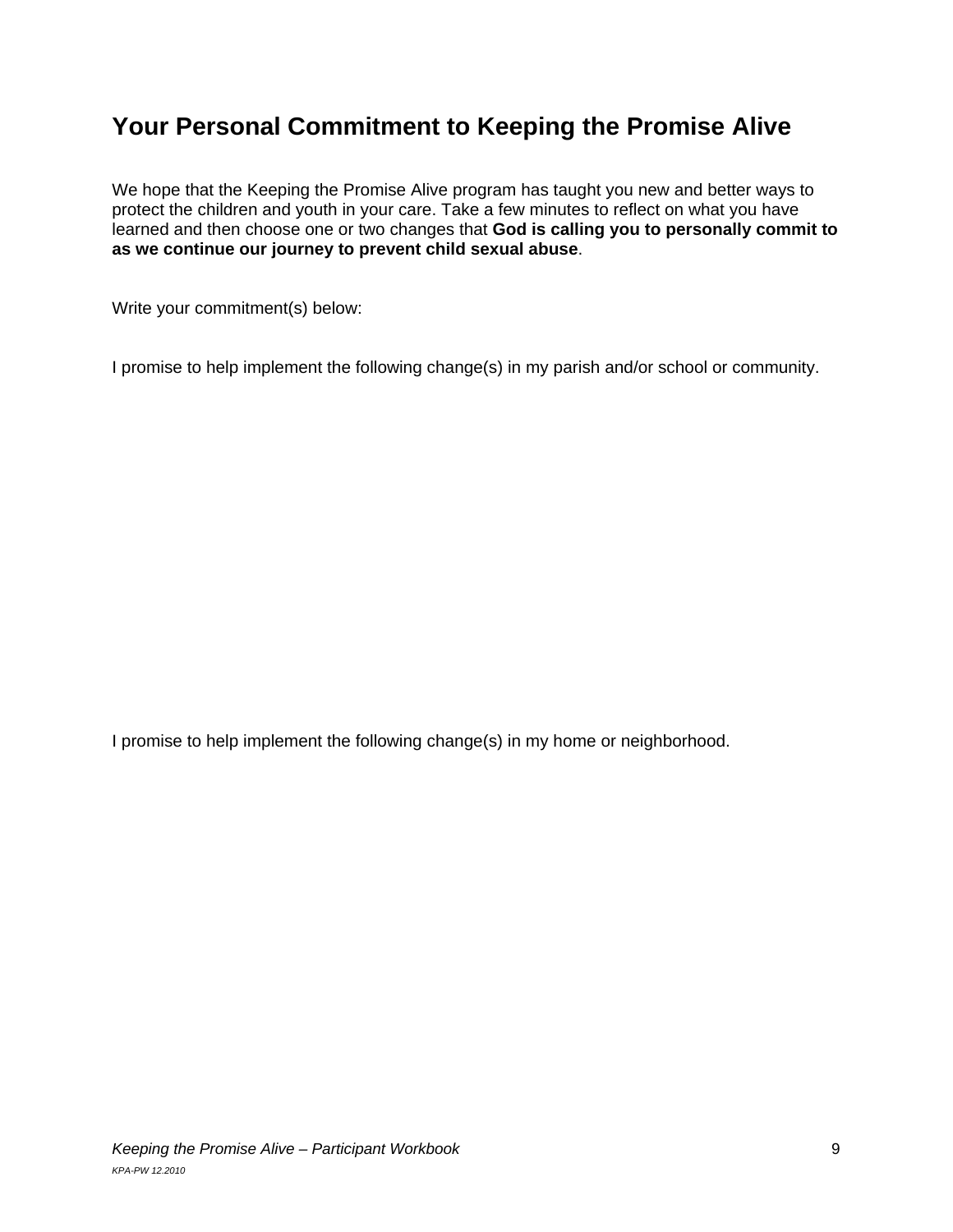# Your Personal Commitment to Keeping the Promise Alive

We hope that the Keeping the Promise Alive program has taught you new and better ways to protect the children and youth in your care. Take a few minutes to reflect on what you have learned and then choose one or two changes that **God is calling you to personally commit to as we continue our journey to prevent child sexual abuse**.

Write your commitment(s) below:

I promise to help implement the following change(s) in my parish and/or school or community.

I promise to help implement the following change(s) in my home or neighborhood.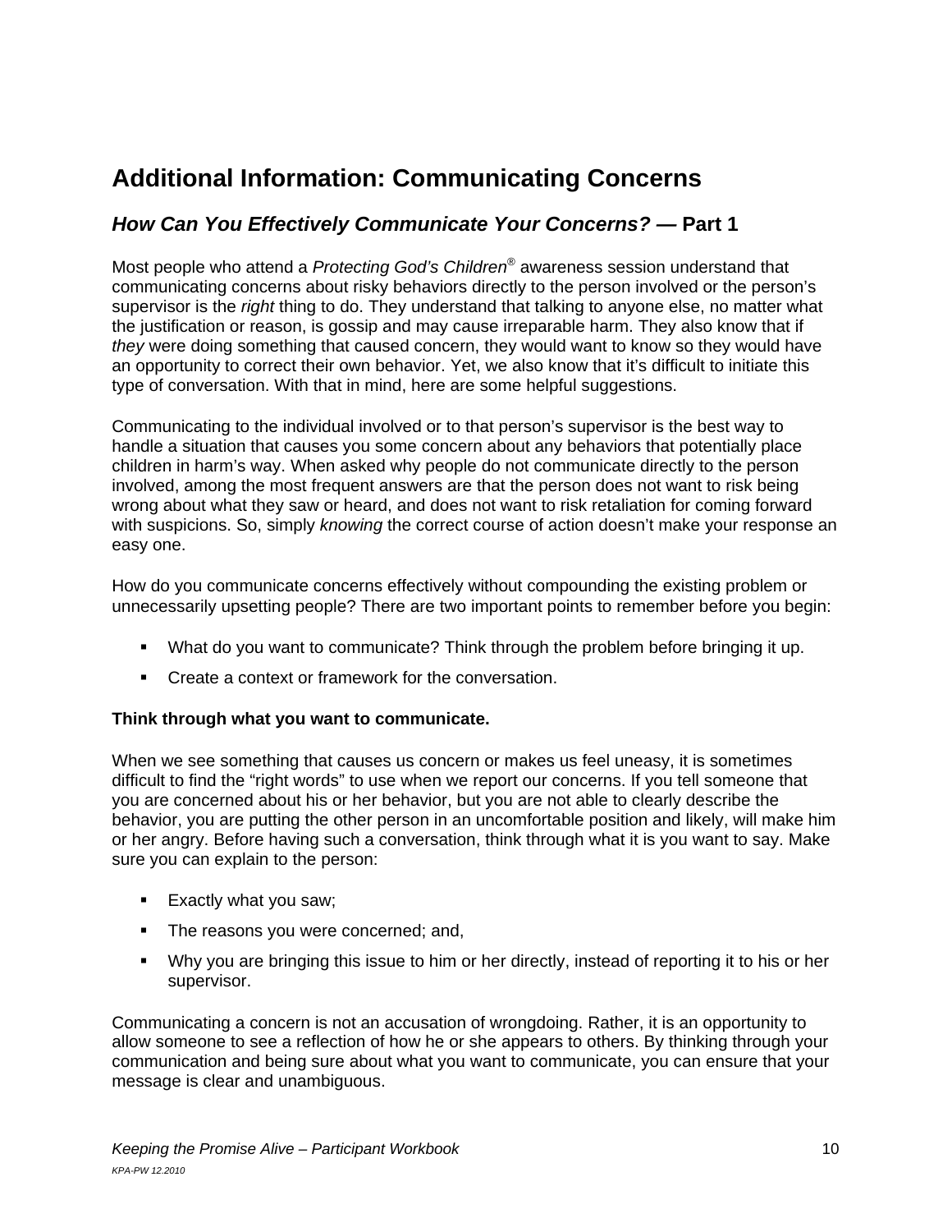# Additional Information: Communicating Concerns

## *How Can You Effectively Communicate Your Concerns?* — Part 1

Most people who attend a *Protecting God's Children*® awareness session understand that communicating concerns about risky behaviors directly to the person involved or the person's supervisor is the *right* thing to do. They understand that talking to anyone else, no matter what the justification or reason, is gossip and may cause irreparable harm. They also know that if *they* were doing something that caused concern, they would want to know so they would have an opportunity to correct their own behavior. Yet, we also know that it's difficult to initiate this type of conversation. With that in mind, here are some helpful suggestions.

Communicating to the individual involved or to that person's supervisor is the best way to handle a situation that causes you some concern about any behaviors that potentially place children in harm's way. When asked why people do not communicate directly to the person involved, among the most frequent answers are that the person does not want to risk being wrong about what they saw or heard, and does not want to risk retaliation for coming forward with suspicions. So, simply *knowing* the correct course of action doesn't make your response an easy one.

How do you communicate concerns effectively without compounding the existing problem or unnecessarily upsetting people? There are two important points to remember before you begin:

- What do you want to communicate? Think through the problem before bringing it up.
- Create a context or framework for the conversation.

**Think through what you want to communicate.**

When we see something that causes us concern or makes us feel uneasy, it is sometimes difficult to find the "right words" to use when we report our concerns. If you tell someone that you are concerned about his or her behavior, but you are not able to clearly describe the behavior, you are putting the other person in an uncomfortable position and likely, will make him or her angry. Before having such a conversation, think through what it is you want to say. Make sure you can explain to the person:

- Exactly what you saw;
- The reasons you were concerned; and,
- Why you are bringing this issue to him or her directly, instead of reporting it to his or her supervisor.

Communicating a concern is not an accusation of wrongdoing. Rather, it is an opportunity to allow someone to see a reflection of how he or she appears to others. By thinking through your communication and being sure about what you want to communicate, you can ensure that your message is clear and unambiguous.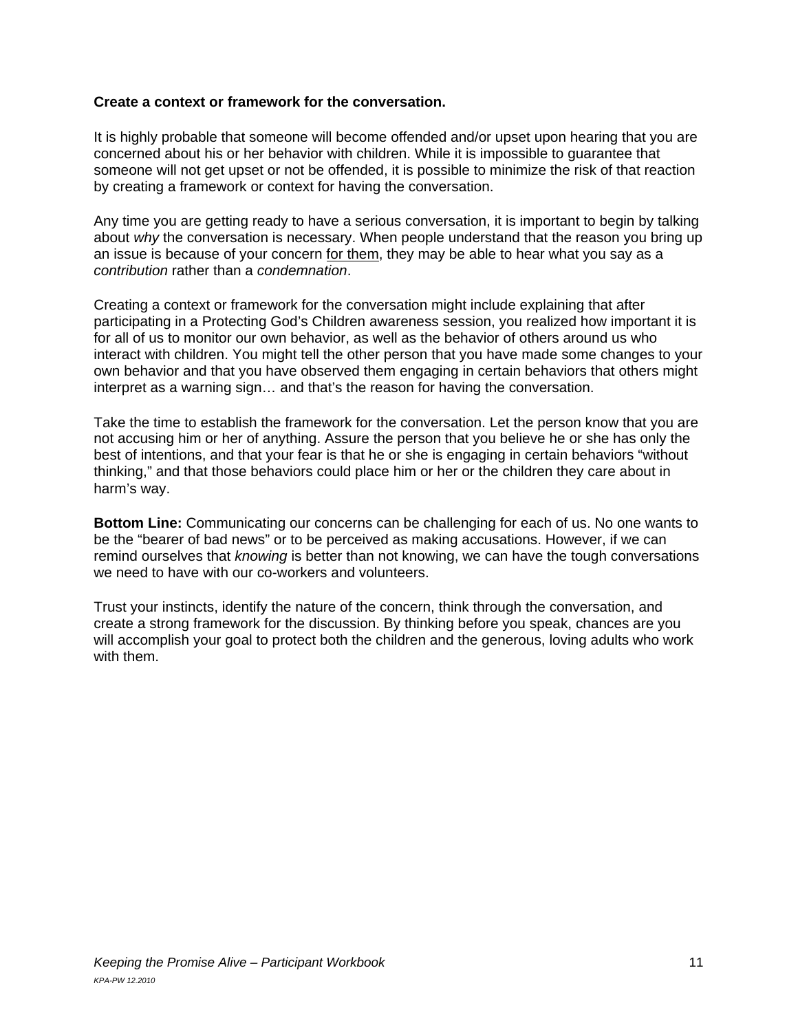**Create a context or framework for the conversation.**

It is highly probable that someone will become offended and/or upset upon hearing that you are concerned about his or her behavior with children. While it is impossible to guarantee that someone will not get upset or not be offended, it is possible to minimize the risk of that reaction by creating a framework or context for having the conversation.

Any time you are getting ready to have a serious conversation, it is important to begin by talking about *why* the conversation is necessary. When people understand that the reason you bring up an issue is because of your concern <u>for them</u>, they may be able to hear what you say as a *contribution* rather than a *condemnation*.

Creating a context or framework for the conversation might include explaining that after participating in a Protecting God's Children awareness session, you realized how important it is for all of us to monitor our own behavior, as well as the behavior of others around us who interact with children. You might tell the other person that you have made some changes to your own behavior and that you have observed them engaging in certain behaviors that others might interpret as a warning sign… and that's the reason for having the conversation.

Take the time to establish the framework for the conversation. Let the person know that you are not accusing him or her of anything. Assure the person that you believe he or she has only the best of intentions, and that your fear is that he or she is engaging in certain behaviors "without thinking," and that those behaviors could place him or her or the children they care about in harm's way.

**Bottom Line:** Communicating our concerns can be challenging for each of us. No one wants to be the "bearer of bad news" or to be perceived as making accusations. However, if we can remind ourselves that *knowing* is better than not knowing, we can have the tough conversations we need to have with our co-workers and volunteers.

Trust your instincts, identify the nature of the concern, think through the conversation, and create a strong framework for the discussion. By thinking before you speak, chances are you will accomplish your goal to protect both the children and the generous, loving adults who work with them.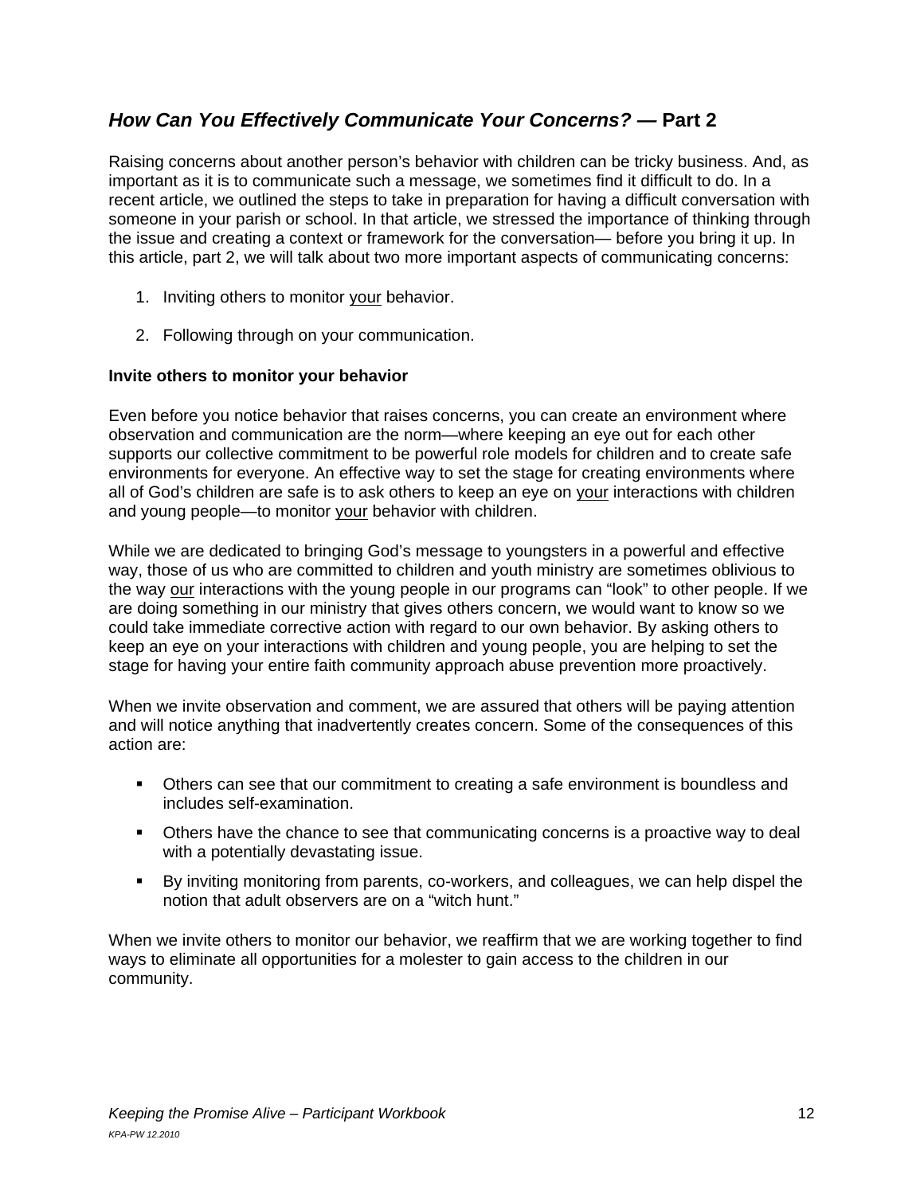## *How Can You Effectively Communicate Your Concerns?* — Part 2

Raising concerns about another person's behavior with children can be tricky business. And, as important as it is to communicate such a message, we sometimes find it difficult to do. In a recent article, we outlined the steps to take in preparation for having a difficult conversation with someone in your parish or school. In that article, we stressed the importance of thinking through the issue and creating a context or framework for the conversation— before you bring it up. In this article, part 2, we will talk about two more important aspects of communicating concerns:

1. Inviting others to monitor <u>your</u> behavior.
2. Following through on your communication.

**Invite others to monitor your behavior**

Even before you notice behavior that raises concerns, you can create an environment where observation and communication are the norm—where keeping an eye out for each other supports our collective commitment to be powerful role models for children and to create safe environments for everyone. An effective way to set the stage for creating environments where all of God's children are safe is to ask others to keep an eye on <u>your</u> interactions with children and young people—to monitor <u>your</u> behavior with children.

While we are dedicated to bringing God's message to youngsters in a powerful and effective way, those of us who are committed to children and youth ministry are sometimes oblivious to the way <u>our</u> interactions with the young people in our programs can "look" to other people. If we are doing something in our ministry that gives others concern, we would want to know so we could take immediate corrective action with regard to our own behavior. By asking others to keep an eye on your interactions with children and young people, you are helping to set the stage for having your entire faith community approach abuse prevention more proactively.

When we invite observation and comment, we are assured that others will be paying attention and will notice anything that inadvertently creates concern. Some of the consequences of this action are:

- Others can see that our commitment to creating a safe environment is boundless and includes self-examination.
- Others have the chance to see that communicating concerns is a proactive way to deal with a potentially devastating issue.
- By inviting monitoring from parents, co-workers, and colleagues, we can help dispel the notion that adult observers are on a "witch hunt."

When we invite others to monitor our behavior, we reaffirm that we are working together to find ways to eliminate all opportunities for a molester to gain access to the children in our community.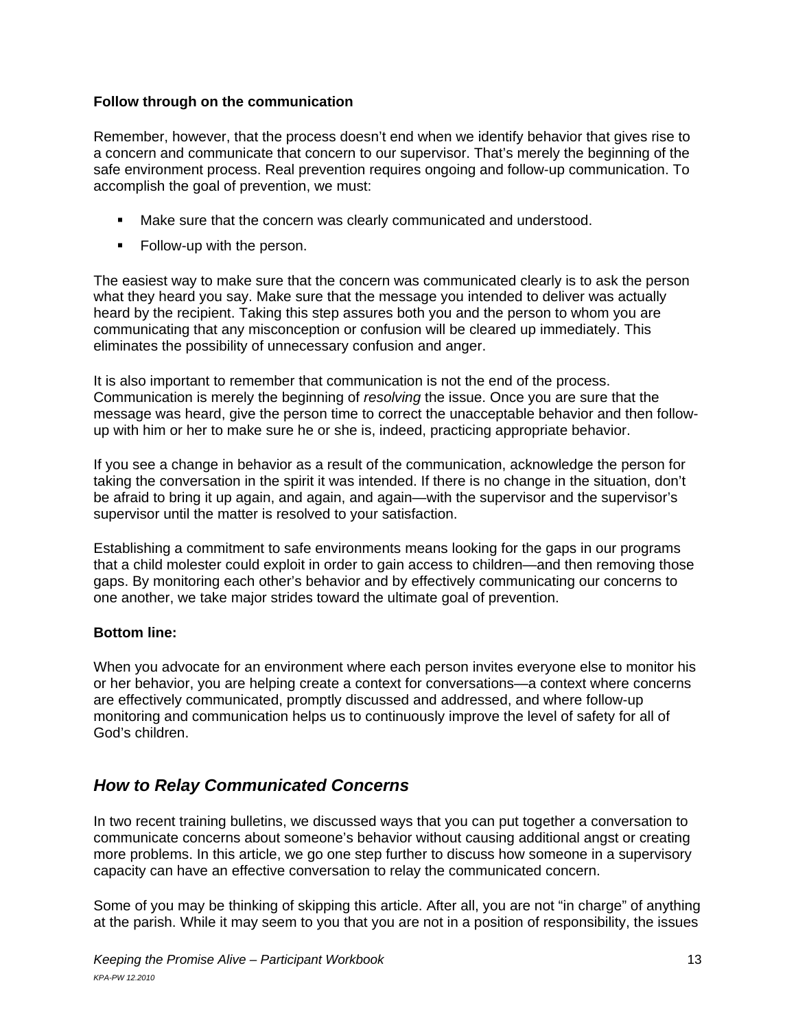**Follow through on the communication**

Remember, however, that the process doesn't end when we identify behavior that gives rise to a concern and communicate that concern to our supervisor. That's merely the beginning of the safe environment process. Real prevention requires ongoing and follow-up communication. To accomplish the goal of prevention, we must:

- Make sure that the concern was clearly communicated and understood.
- Follow-up with the person.

The easiest way to make sure that the concern was communicated clearly is to ask the person what they heard you say. Make sure that the message you intended to deliver was actually heard by the recipient. Taking this step assures both you and the person to whom you are communicating that any misconception or confusion will be cleared up immediately. This eliminates the possibility of unnecessary confusion and anger.

It is also important to remember that communication is not the end of the process. Communication is merely the beginning of *resolving* the issue. Once you are sure that the message was heard, give the person time to correct the unacceptable behavior and then follow-up with him or her to make sure he or she is, indeed, practicing appropriate behavior.

If you see a change in behavior as a result of the communication, acknowledge the person for taking the conversation in the spirit it was intended. If there is no change in the situation, don't be afraid to bring it up again, and again, and again—with the supervisor and the supervisor's supervisor until the matter is resolved to your satisfaction.

Establishing a commitment to safe environments means looking for the gaps in our programs that a child molester could exploit in order to gain access to children—and then removing those gaps. By monitoring each other's behavior and by effectively communicating our concerns to one another, we take major strides toward the ultimate goal of prevention.

**Bottom line:**

When you advocate for an environment where each person invites everyone else to monitor his or her behavior, you are helping create a context for conversations—a context where concerns are effectively communicated, promptly discussed and addressed, and where follow-up monitoring and communication helps us to continuously improve the level of safety for all of God's children.

## *How to Relay Communicated Concerns*

In two recent training bulletins, we discussed ways that you can put together a conversation to communicate concerns about someone's behavior without causing additional angst or creating more problems. In this article, we go one step further to discuss how someone in a supervisory capacity can have an effective conversation to relay the communicated concern.

Some of you may be thinking of skipping this article. After all, you are not "in charge" of anything at the parish. While it may seem to you that you are not in a position of responsibility, the issues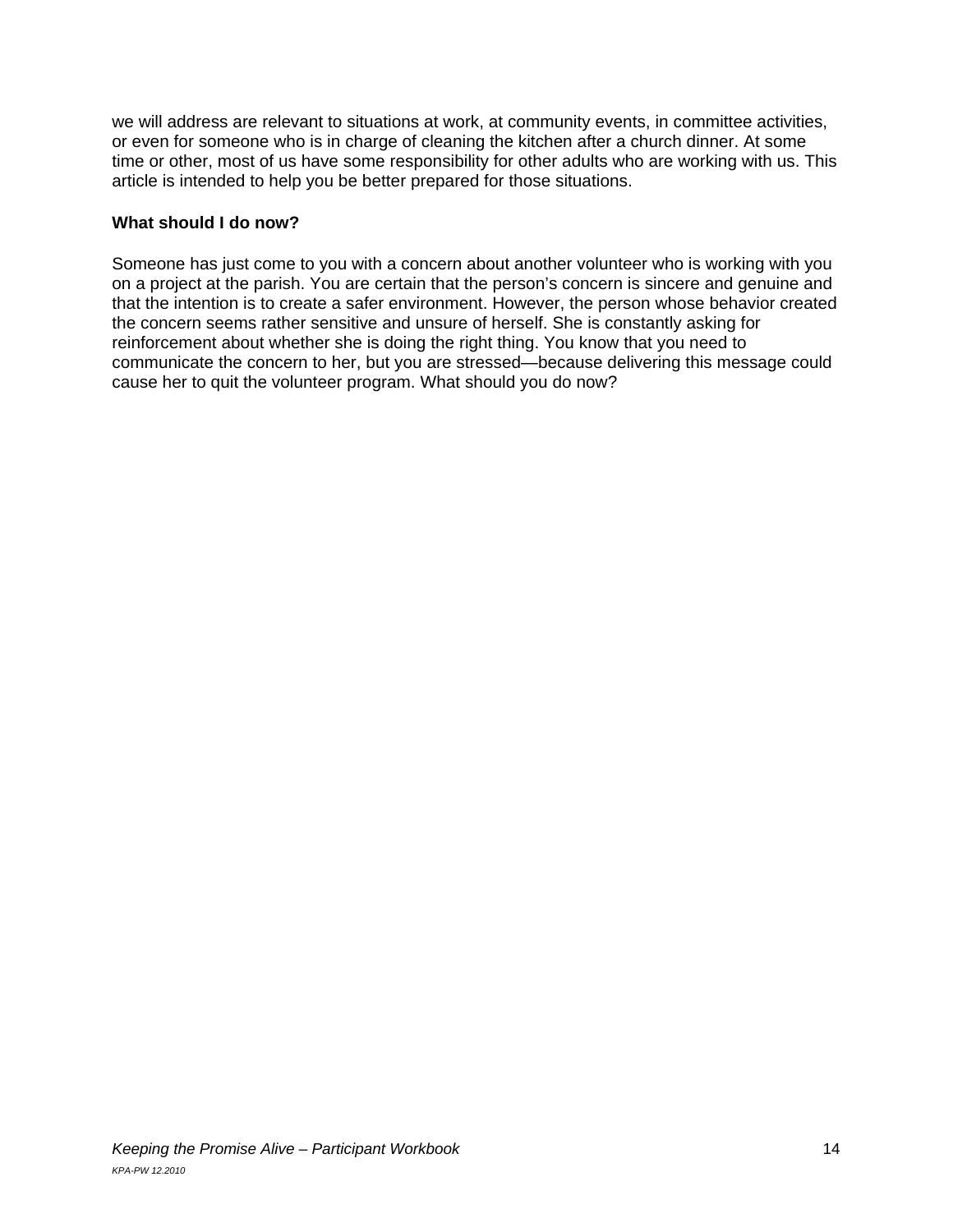we will address are relevant to situations at work, at community events, in committee activities, or even for someone who is in charge of cleaning the kitchen after a church dinner. At some time or other, most of us have some responsibility for other adults who are working with us. This article is intended to help you be better prepared for those situations.

**What should I do now?**

Someone has just come to you with a concern about another volunteer who is working with you on a project at the parish. You are certain that the person's concern is sincere and genuine and that the intention is to create a safer environment. However, the person whose behavior created the concern seems rather sensitive and unsure of herself. She is constantly asking for reinforcement about whether she is doing the right thing. You know that you need to communicate the concern to her, but you are stressed—because delivering this message could cause her to quit the volunteer program. What should you do now?